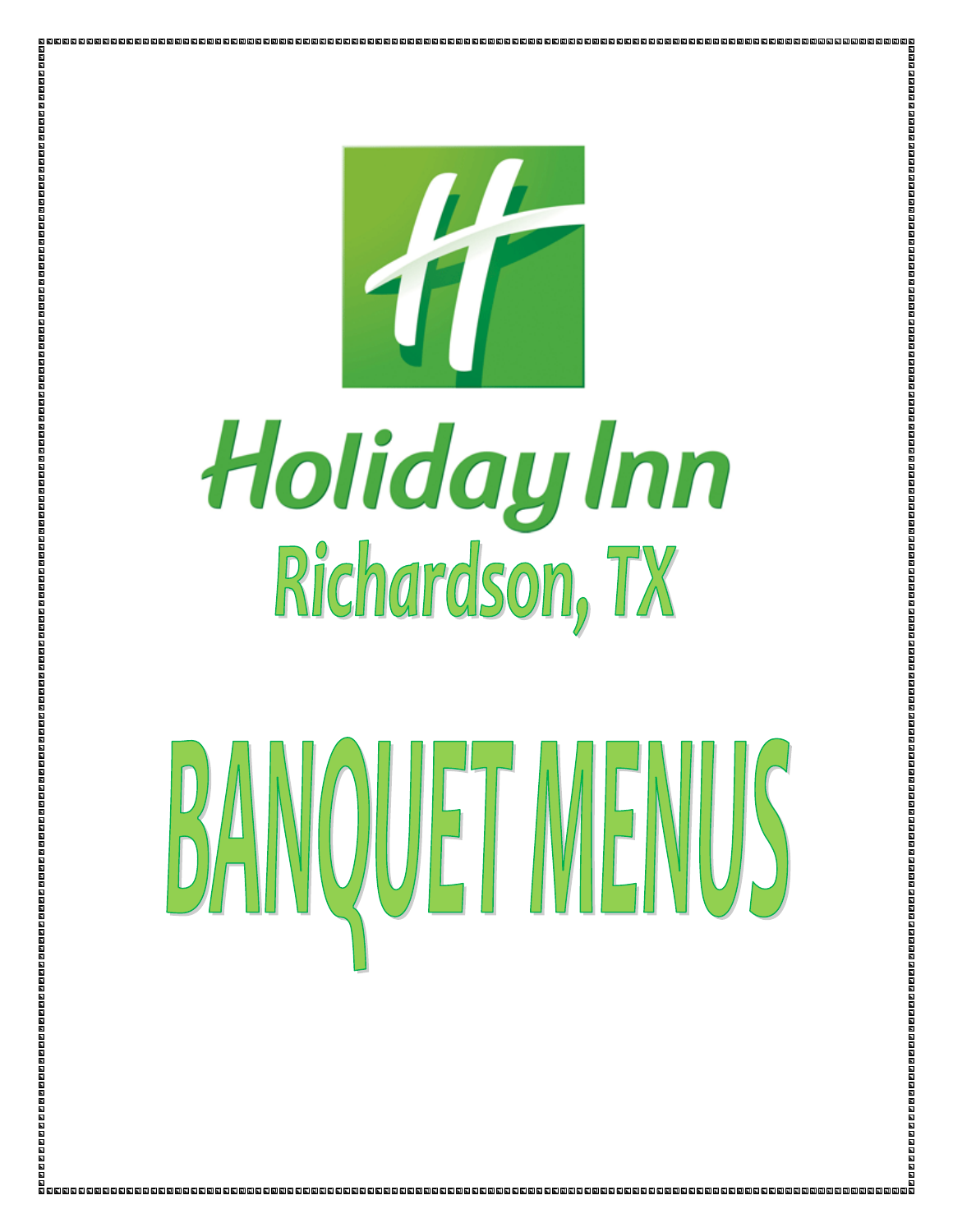# Holiday Inn

## Richardson, TX

# BANQUET MENUS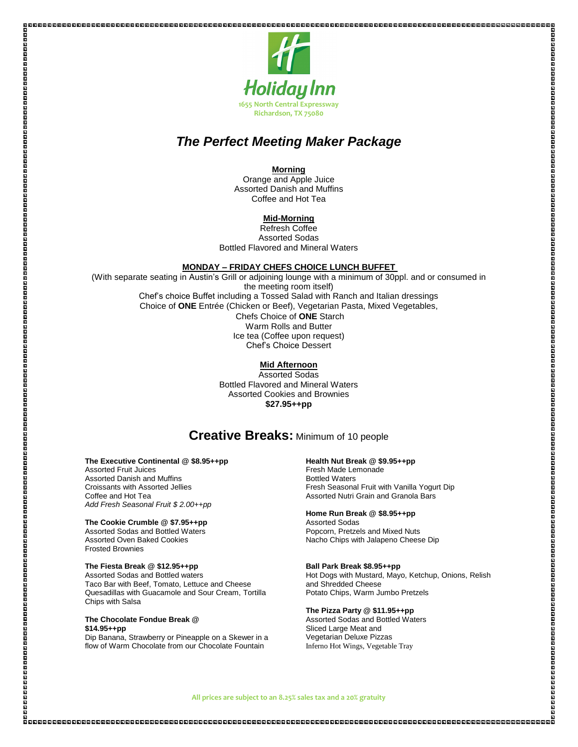Holiday Inn
1655 North Central Expressway
Richardson, TX 75080

# *The Perfect Meeting Maker Package*

**Morning**

Orange and Apple Juice
Assorted Danish and Muffins
Coffee and Hot Tea

**Mid-Morning**

Refresh Coffee
Assorted Sodas
Bottled Flavored and Mineral Waters

**MONDAY – FRIDAY CHEFS CHOICE LUNCH BUFFET**

(With separate seating in Austin's Grill or adjoining lounge with a minimum of 30ppl. and or consumed in the meeting room itself)
Chef's choice Buffet including a Tossed Salad with Ranch and Italian dressings
Choice of **ONE** Entrée (Chicken or Beef), Vegetarian Pasta, Mixed Vegetables,
Chefs Choice of **ONE** Starch
Warm Rolls and Butter
Ice tea (Coffee upon request)
Chef's Choice Dessert

**Mid Afternoon**

Assorted Sodas
Bottled Flavored and Mineral Waters
Assorted Cookies and Brownies
**$27.95++pp**

## **Creative Breaks:** Minimum of 10 people

**The Executive Continental @ $8.95++pp**
Assorted Fruit Juices
Assorted Danish and Muffins
Croissants with Assorted Jellies
Coffee and Hot Tea
*Add Fresh Seasonal Fruit $ 2.00++pp*

**The Cookie Crumble @ $7.95++pp**
Assorted Sodas and Bottled Waters
Assorted Oven Baked Cookies
Frosted Brownies

**The Fiesta Break @ $12.95++pp**
Assorted Sodas and Bottled waters
Taco Bar with Beef, Tomato, Lettuce and Cheese
Quesadillas with Guacamole and Sour Cream, Tortilla Chips with Salsa

**The Chocolate Fondue Break @ $14.95++pp**
Dip Banana, Strawberry or Pineapple on a Skewer in a flow of Warm Chocolate from our Chocolate Fountain

**Health Nut Break @ $9.95++pp**
Fresh Made Lemonade
Bottled Waters
Fresh Seasonal Fruit with Vanilla Yogurt Dip
Assorted Nutri Grain and Granola Bars

**Home Run Break @ $8.95++pp**
Assorted Sodas
Popcorn, Pretzels and Mixed Nuts
Nacho Chips with Jalapeno Cheese Dip

**Ball Park Break $8.95++pp**
Hot Dogs with Mustard, Mayo, Ketchup, Onions, Relish and Shredded Cheese
Potato Chips, Warm Jumbo Pretzels

**The Pizza Party @ $11.95++pp**
Assorted Sodas and Bottled Waters
Sliced Large Meat and
Vegetarian Deluxe Pizzas
Inferno Hot Wings, Vegetable Tray

All prices are subject to an 8.25% sales tax and a 20% gratuity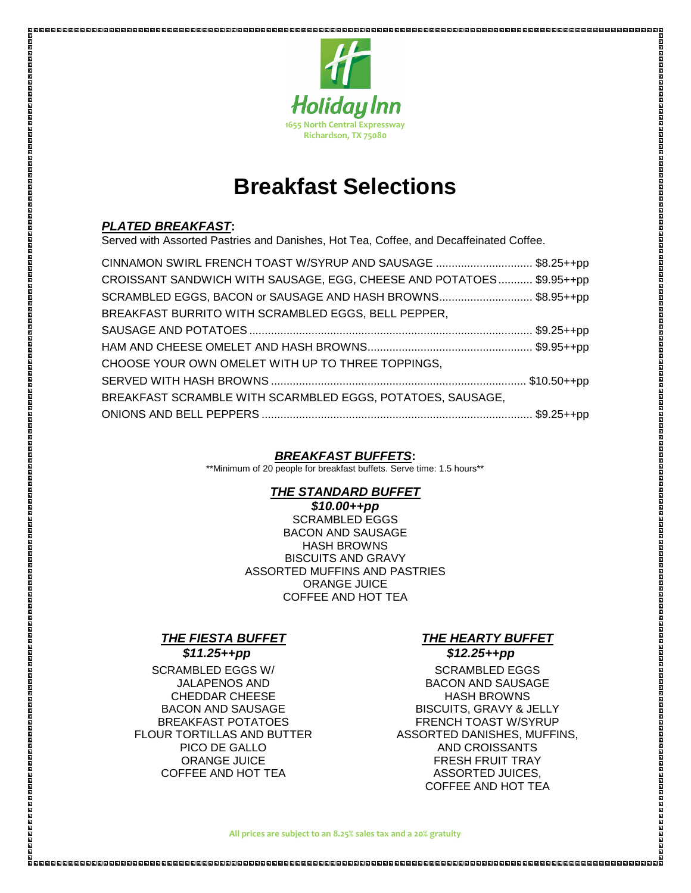Holiday Inn
1655 North Central Expressway
Richardson, TX 75080

# Breakfast Selections

## ***PLATED BREAKFAST*:**

Served with Assorted Pastries and Danishes, Hot Tea, Coffee, and Decaffeinated Coffee.

CINNAMON SWIRL FRENCH TOAST W/SYRUP AND SAUSAGE ............................... $8.25++pp
CROISSANT SANDWICH WITH SAUSAGE, EGG, CHEESE AND POTATOES........... $9.95++pp
SCRAMBLED EGGS, BACON or SAUSAGE AND HASH BROWNS.............................. $8.95++pp
BREAKFAST BURRITO WITH SCRAMBLED EGGS, BELL PEPPER,
SAUSAGE AND POTATOES ........................................................................................... $9.25++pp
HAM AND CHEESE OMELET AND HASH BROWNS..................................................... $9.95++pp
CHOOSE YOUR OWN OMELET WITH UP TO THREE TOPPINGS,
SERVED WITH HASH BROWNS .................................................................................. $10.50++pp
BREAKFAST SCRAMBLE WITH SCARMBLED EGGS, POTATOES, SAUSAGE,
ONIONS AND BELL PEPPERS ....................................................................................... $9.25++pp

## ***BREAKFAST BUFFETS*:**

**Minimum of 20 people for breakfast buffets. Serve time: 1.5 hours**

### ***THE STANDARD BUFFET***

***$10.00++pp***

SCRAMBLED EGGS
BACON AND SAUSAGE
HASH BROWNS
BISCUITS AND GRAVY
ASSORTED MUFFINS AND PASTRIES
ORANGE JUICE
COFFEE AND HOT TEA

### ***THE FIESTA BUFFET***

***$11.25++pp***

SCRAMBLED EGGS W/ JALAPENOS AND CHEDDAR CHEESE
BACON AND SAUSAGE
BREAKFAST POTATOES
FLOUR TORTILLAS AND BUTTER
PICO DE GALLO
ORANGE JUICE
COFFEE AND HOT TEA

### ***THE HEARTY BUFFET***

***$12.25++pp***

SCRAMBLED EGGS
BACON AND SAUSAGE
HASH BROWNS
BISCUITS, GRAVY & JELLY
FRENCH TOAST W/SYRUP
ASSORTED DANISHES, MUFFINS, AND CROISSANTS
FRESH FRUIT TRAY
ASSORTED JUICES,
COFFEE AND HOT TEA

**All prices are subject to an 8.25% sales tax and a 20% gratuity**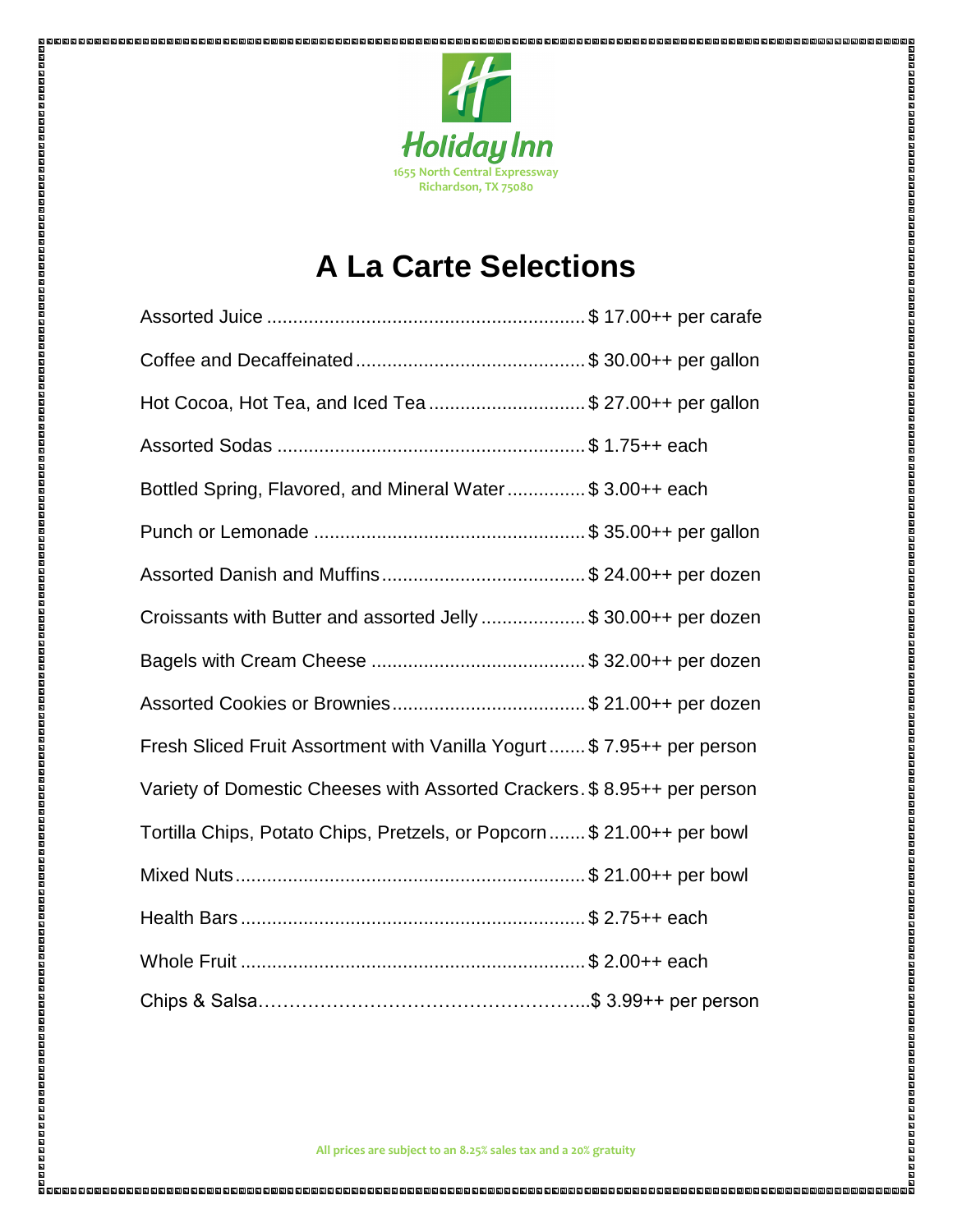Holiday Inn
1655 North Central Expressway
Richardson, TX 75080

# A La Carte Selections

| Item | Price |
| --- | --- |
| Assorted Juice | $ 17.00++ per carafe |
| Coffee and Decaffeinated | $ 30.00++ per gallon |
| Hot Cocoa, Hot Tea, and Iced Tea | $ 27.00++ per gallon |
| Assorted Sodas | $ 1.75++ each |
| Bottled Spring, Flavored, and Mineral Water | $ 3.00++ each |
| Punch or Lemonade | $ 35.00++ per gallon |
| Assorted Danish and Muffins | $ 24.00++ per dozen |
| Croissants with Butter and assorted Jelly | $ 30.00++ per dozen |
| Bagels with Cream Cheese | $ 32.00++ per dozen |
| Assorted Cookies or Brownies | $ 21.00++ per dozen |
| Fresh Sliced Fruit Assortment with Vanilla Yogurt | $ 7.95++ per person |
| Variety of Domestic Cheeses with Assorted Crackers | $ 8.95++ per person |
| Tortilla Chips, Potato Chips, Pretzels, or Popcorn | $ 21.00++ per bowl |
| Mixed Nuts | $ 21.00++ per bowl |
| Health Bars | $ 2.75++ each |
| Whole Fruit | $ 2.00++ each |
| Chips & Salsa | $ 3.99++ per person |

All prices are subject to an 8.25% sales tax and a 20% gratuity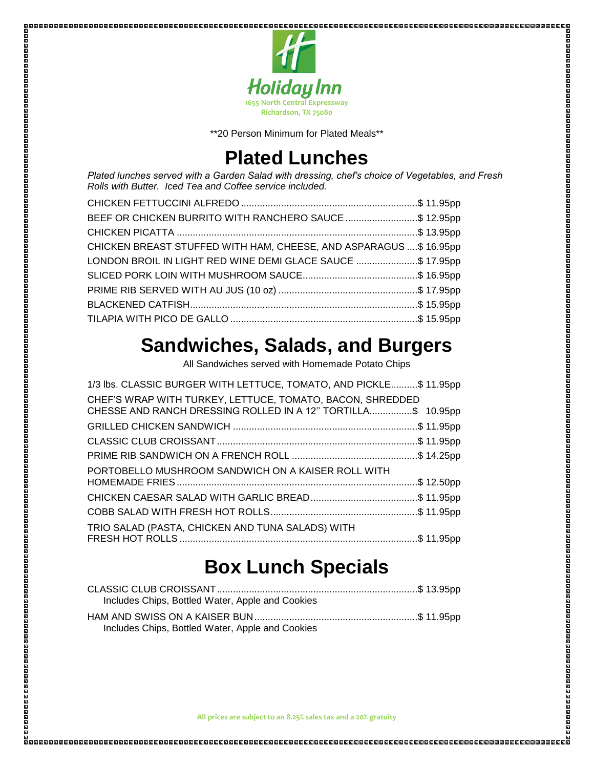Holiday Inn
1655 North Central Expressway
Richardson, TX 75080

**20 Person Minimum for Plated Meals**

# Plated Lunches

*Plated lunches served with a Garden Salad with dressing, chef's choice of Vegetables, and Fresh Rolls with Butter. Iced Tea and Coffee service included.*

CHICKEN FETTUCCINI ALFREDO....................................................................$ 11.95pp
BEEF OR CHICKEN BURRITO WITH RANCHERO SAUCE ...........................$ 12.95pp
CHICKEN PICATTA ..........................................................................................$ 13.95pp
CHICKEN BREAST STUFFED WITH HAM, CHEESE, AND ASPARAGUS ....$ 16.95pp
LONDON BROIL IN LIGHT RED WINE DEMI GLACE SAUCE .......................$ 17.95pp
SLICED PORK LOIN WITH MUSHROOM SAUCE...........................................$ 16.95pp
PRIME RIB SERVED WITH AU JUS (10 oz) ....................................................$ 17.95pp
BLACKENED CATFISH.....................................................................................$ 15.95pp
TILAPIA WITH PICO DE GALLO ......................................................................$ 15.95pp

# Sandwiches, Salads, and Burgers

All Sandwiches served with Homemade Potato Chips

1/3 lbs. CLASSIC BURGER WITH LETTUCE, TOMATO, AND PICKLE..........$ 11.95pp
CHEF'S WRAP WITH TURKEY, LETTUCE, TOMATO, BACON, SHREDDED CHESSE AND RANCH DRESSING ROLLED IN A 12'' TORTILLA................$ 10.95pp
GRILLED CHICKEN SANDWICH .....................................................................$ 11.95pp
CLASSIC CLUB CROISSANT...........................................................................$ 11.95pp
PRIME RIB SANDWICH ON A FRENCH ROLL ...............................................$ 14.25pp
PORTOBELLO MUSHROOM SANDWICH ON A KAISER ROLL WITH HOMEMADE FRIES..........................................................................................$ 12.50pp
CHICKEN CAESAR SALAD WITH GARLIC BREAD........................................$ 11.95pp
COBB SALAD WITH FRESH HOT ROLLS.......................................................$ 11.95pp
TRIO SALAD (PASTA, CHICKEN AND TUNA SALADS) WITH FRESH HOT ROLLS .........................................................................................$ 11.95pp

# Box Lunch Specials

CLASSIC CLUB CROISSANT...........................................................................$ 13.95pp
Includes Chips, Bottled Water, Apple and Cookies

HAM AND SWISS ON A KAISER BUN.............................................................$ 11.95pp
Includes Chips, Bottled Water, Apple and Cookies

**All prices are subject to an 8.25% sales tax and a 20% gratuity**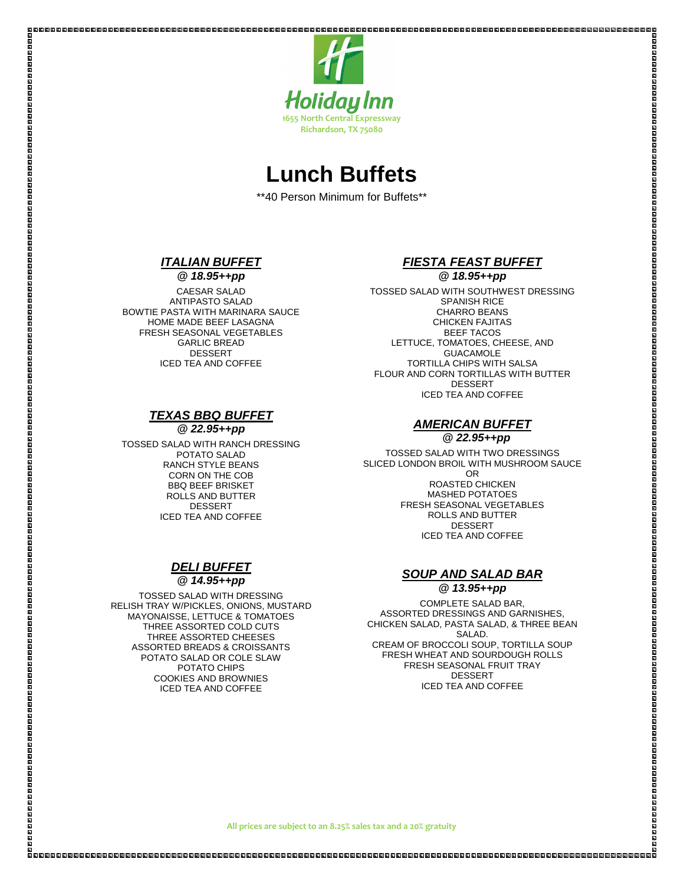Holiday Inn
1655 North Central Expressway
Richardson, TX 75080

# Lunch Buffets

**40 Person Minimum for Buffets**

## *ITALIAN BUFFET*

***@ 18.95++pp***

CAESAR SALAD
ANTIPASTO SALAD
BOWTIE PASTA WITH MARINARA SAUCE
HOME MADE BEEF LASAGNA
FRESH SEASONAL VEGETABLES
GARLIC BREAD
DESSERT
ICED TEA AND COFFEE

## *FIESTA FEAST BUFFET*

***@ 18.95++pp***

TOSSED SALAD WITH SOUTHWEST DRESSING
SPANISH RICE
CHARRO BEANS
CHICKEN FAJITAS
BEEF TACOS
LETTUCE, TOMATOES, CHEESE, AND GUACAMOLE
TORTILLA CHIPS WITH SALSA
FLOUR AND CORN TORTILLAS WITH BUTTER
DESSERT
ICED TEA AND COFFEE

## *TEXAS BBQ BUFFET*

***@ 22.95++pp***

TOSSED SALAD WITH RANCH DRESSING
POTATO SALAD
RANCH STYLE BEANS
CORN ON THE COB
BBQ BEEF BRISKET
ROLLS AND BUTTER
DESSERT
ICED TEA AND COFFEE

## *AMERICAN BUFFET*

***@ 22.95++pp***

TOSSED SALAD WITH TWO DRESSINGS
SLICED LONDON BROIL WITH MUSHROOM SAUCE
OR
ROASTED CHICKEN
MASHED POTATOES
FRESH SEASONAL VEGETABLES
ROLLS AND BUTTER
DESSERT
ICED TEA AND COFFEE

## *DELI BUFFET*

***@ 14.95++pp***

TOSSED SALAD WITH DRESSING
RELISH TRAY W/PICKLES, ONIONS, MUSTARD
MAYONAISSE, LETTUCE & TOMATOES
THREE ASSORTED COLD CUTS
THREE ASSORTED CHEESES
ASSORTED BREADS & CROISSANTS
POTATO SALAD OR COLE SLAW
POTATO CHIPS
COOKIES AND BROWNIES
ICED TEA AND COFFEE

## *SOUP AND SALAD BAR*

***@ 13.95++pp***

COMPLETE SALAD BAR,
ASSORTED DRESSINGS AND GARNISHES,
CHICKEN SALAD, PASTA SALAD, & THREE BEAN SALAD.
CREAM OF BROCCOLI SOUP, TORTILLA SOUP
FRESH WHEAT AND SOURDOUGH ROLLS
FRESH SEASONAL FRUIT TRAY
DESSERT
ICED TEA AND COFFEE

**All prices are subject to an 8.25% sales tax and a 20% gratuity**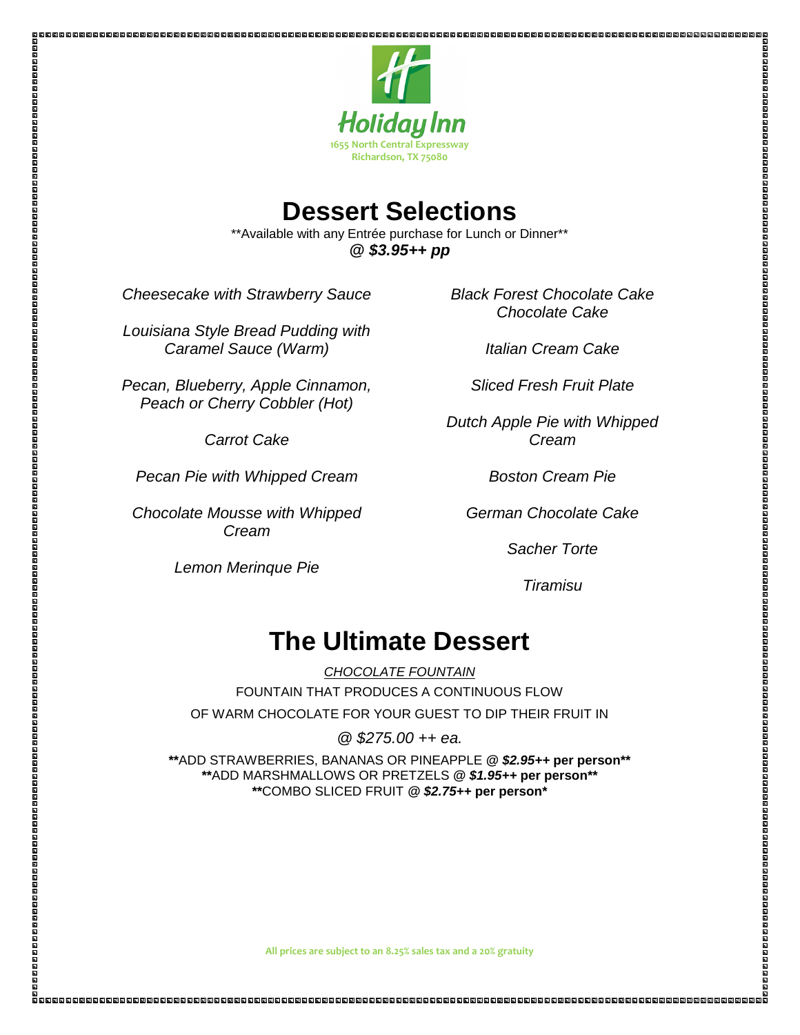Holiday Inn
1655 North Central Expressway
Richardson, TX 75080

# Dessert Selections

**Available with any Entrée purchase for Lunch or Dinner**

***@ $3.95++ pp***

*Cheesecake with Strawberry Sauce*

*Louisiana Style Bread Pudding with Caramel Sauce (Warm)*

*Pecan, Blueberry, Apple Cinnamon, Peach or Cherry Cobbler (Hot)*

*Carrot Cake*

*Pecan Pie with Whipped Cream*

*Chocolate Mousse with Whipped Cream*

*Lemon Merinque Pie*

*Black Forest Chocolate Cake*
*Chocolate Cake*

*Italian Cream Cake*

*Sliced Fresh Fruit Plate*

*Dutch Apple Pie with Whipped Cream*

*Boston Cream Pie*

*German Chocolate Cake*

*Sacher Torte*

*Tiramisu*

# The Ultimate Dessert

*CHOCOLATE FOUNTAIN*

FOUNTAIN THAT PRODUCES A CONTINUOUS FLOW

OF WARM CHOCOLATE FOR YOUR GUEST TO DIP THEIR FRUIT IN

*@ $275.00 ++ ea.*

**ADD STRAWBERRIES, BANANAS OR PINEAPPLE @ ***$2.95*** ++ per person**

**ADD MARSHMALLOWS OR PRETZELS @ ***$1.95*** ++ per person**

**COMBO SLICED FRUIT @ ***$2.75*** ++ per person*

All prices are subject to an 8.25% sales tax and a 20% gratuity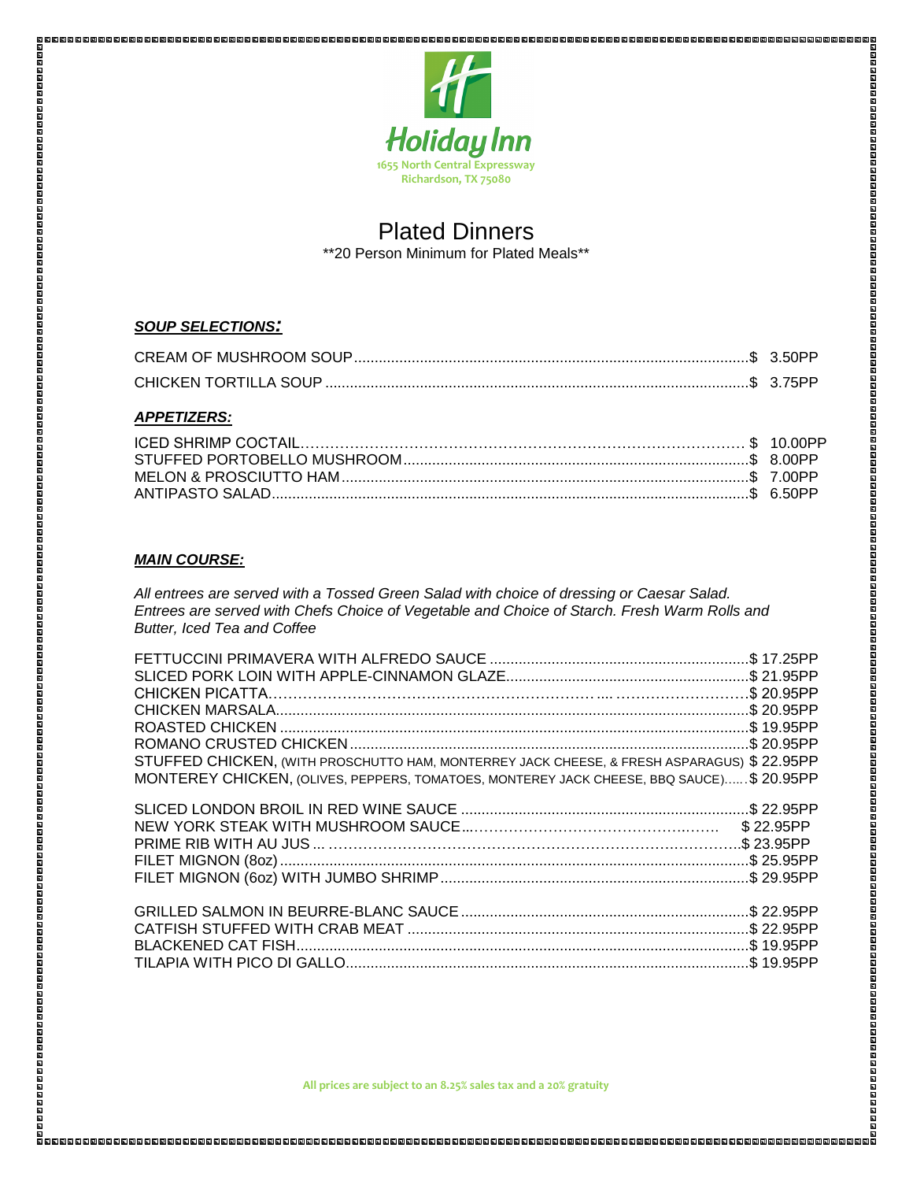Holiday Inn
1655 North Central Expressway
Richardson, TX 75080

# Plated Dinners

**20 Person Minimum for Plated Meals**

***SOUP SELECTIONS:***

CREAM OF MUSHROOM SOUP....................................................$ 3.50PP
CHICKEN TORTILLA SOUP.......................................................$ 3.75PP

***APPETIZERS:***

ICED SHRIMP COCTAIL.............................................................$ 10.00PP
STUFFED PORTOBELLO MUSHROOM...........................................$ 8.00PP
MELON & PROSCIUTTO HAM......................................................$ 7.00PP
ANTIPASTO SALAD....................................................................$ 6.50PP

***MAIN COURSE:***

*All entrees are served with a Tossed Green Salad with choice of dressing or Caesar Salad. Entrees are served with Chefs Choice of Vegetable and Choice of Starch. Fresh Warm Rolls and Butter, Iced Tea and Coffee*

FETTUCCINI PRIMAVERA WITH ALFREDO SAUCE ..........................$ 17.25PP
SLICED PORK LOIN WITH APPLE-CINNAMON GLAZE.........................$ 21.95PP
CHICKEN PICATTA......................................................................$ 20.95PP
CHICKEN MARSALA.....................................................................$ 20.95PP
ROASTED CHICKEN ....................................................................$ 19.95PP
ROMANO CRUSTED CHICKEN .......................................................$ 20.95PP
STUFFED CHICKEN, (WITH PROSCHUTTO HAM, MONTERREY JACK CHEESE, & FRESH ASPARAGUS) $ 22.95PP
MONTEREY CHICKEN, (OLIVES, PEPPERS, TOMATOES, MONTEREY JACK CHEESE, BBQ SAUCE)......$ 20.95PP

SLICED LONDON BROIL IN RED WINE SAUCE .....................................$ 22.95PP
NEW YORK STEAK WITH MUSHROOM SAUCE......................................$ 22.95PP
PRIME RIB WITH AU JUS ...............................................................$ 23.95PP
FILET MIGNON (8oz)......................................................................$ 25.95PP
FILET MIGNON (6oz) WITH JUMBO SHRIMP.......................................$ 29.95PP

GRILLED SALMON IN BEURRE-BLANC SAUCE......................................$ 22.95PP
CATFISH STUFFED WITH CRAB MEAT ...............................................$ 22.95PP
BLACKENED CAT FISH....................................................................$ 19.95PP
TILAPIA WITH PICO DI GALLO..........................................................$ 19.95PP

**All prices are subject to an 8.25% sales tax and a 20% gratuity**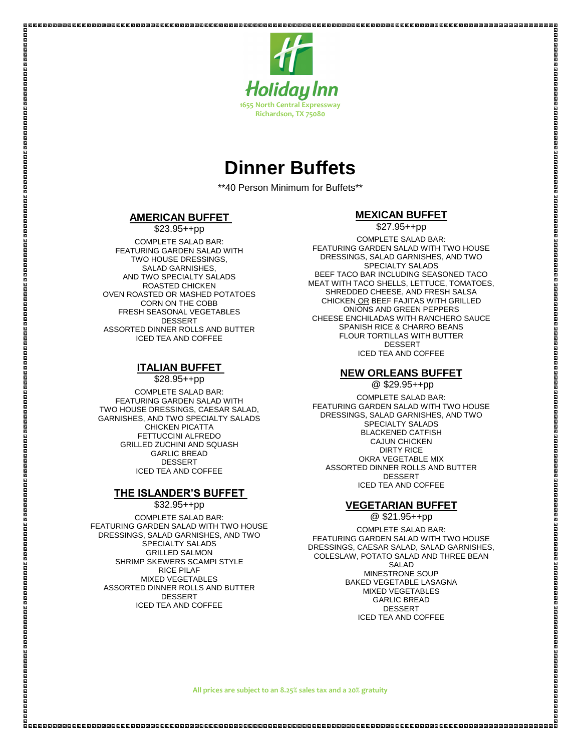Holiday Inn
1655 North Central Expressway
Richardson, TX 75080

# Dinner Buffets

**40 Person Minimum for Buffets**

## AMERICAN BUFFET

$23.95++pp

COMPLETE SALAD BAR:
FEATURING GARDEN SALAD WITH
TWO HOUSE DRESSINGS,
SALAD GARNISHES,
AND TWO SPECIALTY SALADS
ROASTED CHICKEN
OVEN ROASTED OR MASHED POTATOES
CORN ON THE COBB
FRESH SEASONAL VEGETABLES
DESSERT
ASSORTED DINNER ROLLS AND BUTTER
ICED TEA AND COFFEE

## ITALIAN BUFFET

$28.95++pp

COMPLETE SALAD BAR:
FEATURING GARDEN SALAD WITH
TWO HOUSE DRESSINGS, CAESAR SALAD,
GARNISHES, AND TWO SPECIALTY SALADS
CHICKEN PICATTA
FETTUCCINI ALFREDO
GRILLED ZUCHINI AND SQUASH
GARLIC BREAD
DESSERT
ICED TEA AND COFFEE

## THE ISLANDER'S BUFFET

$32.95++pp

COMPLETE SALAD BAR:
FEATURING GARDEN SALAD WITH TWO HOUSE
DRESSINGS, SALAD GARNISHES, AND TWO
SPECIALTY SALADS
GRILLED SALMON
SHRIMP SKEWERS SCAMPI STYLE
RICE PILAF
MIXED VEGETABLES
ASSORTED DINNER ROLLS AND BUTTER
DESSERT
ICED TEA AND COFFEE

## MEXICAN BUFFET

$27.95++pp

COMPLETE SALAD BAR:
FEATURING GARDEN SALAD WITH TWO HOUSE
DRESSINGS, SALAD GARNISHES, AND TWO
SPECIALTY SALADS
BEEF TACO BAR INCLUDING SEASONED TACO
MEAT WITH TACO SHELLS, LETTUCE, TOMATOES,
SHREDDED CHEESE, AND FRESH SALSA
CHICKEN OR BEEF FAJITAS WITH GRILLED
ONIONS AND GREEN PEPPERS
CHEESE ENCHILADAS WITH RANCHERO SAUCE
SPANISH RICE & CHARRO BEANS
FLOUR TORTILLAS WITH BUTTER
DESSERT
ICED TEA AND COFFEE

## NEW ORLEANS BUFFET

@ $29.95++pp

COMPLETE SALAD BAR:
FEATURING GARDEN SALAD WITH TWO HOUSE
DRESSINGS, SALAD GARNISHES, AND TWO
SPECIALTY SALADS
BLACKENED CATFISH
CAJUN CHICKEN
DIRTY RICE
OKRA VEGETABLE MIX
ASSORTED DINNER ROLLS AND BUTTER
DESSERT
ICED TEA AND COFFEE

## VEGETARIAN BUFFET

@ $21.95++pp

COMPLETE SALAD BAR:
FEATURING GARDEN SALAD WITH TWO HOUSE
DRESSINGS, CAESAR SALAD, SALAD GARNISHES,
COLESLAW, POTATO SALAD AND THREE BEAN
SALAD
MINESTRONE SOUP
BAKED VEGETABLE LASAGNA
MIXED VEGETABLES
GARLIC BREAD
DESSERT
ICED TEA AND COFFEE

**All prices are subject to an 8.25% sales tax and a 20% gratuity**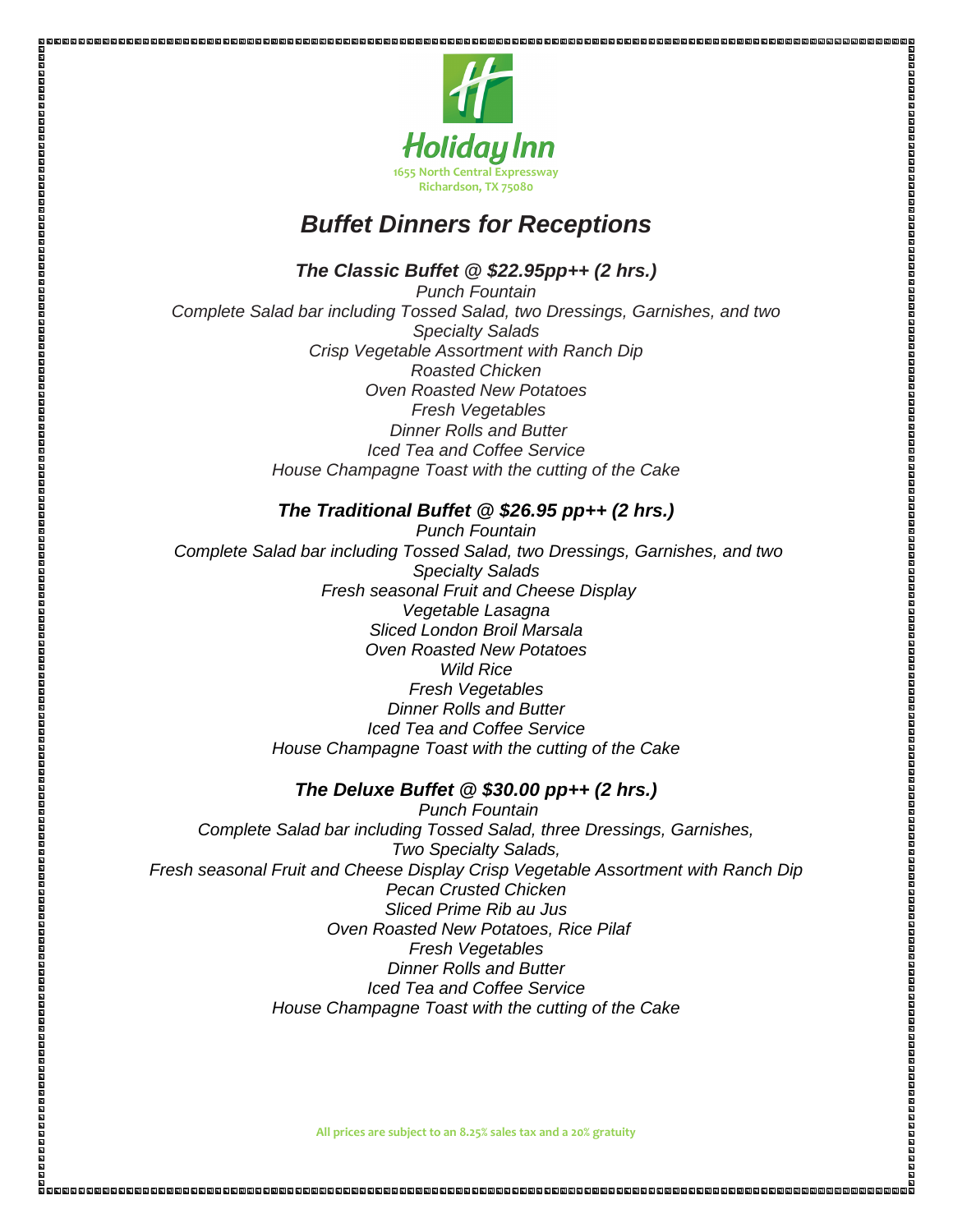Holiday Inn
1655 North Central Expressway
Richardson, TX 75080

# *Buffet Dinners for Receptions*

### *The Classic Buffet @ $22.95pp++ (2 hrs.)*

*Punch Fountain*
*Complete Salad bar including Tossed Salad, two Dressings, Garnishes, and two Specialty Salads*
*Crisp Vegetable Assortment with Ranch Dip*
*Roasted Chicken*
*Oven Roasted New Potatoes*
*Fresh Vegetables*
*Dinner Rolls and Butter*
*Iced Tea and Coffee Service*
*House Champagne Toast with the cutting of the Cake*

### *The Traditional Buffet @ $26.95 pp++ (2 hrs.)*

*Punch Fountain*
*Complete Salad bar including Tossed Salad, two Dressings, Garnishes, and two Specialty Salads*
*Fresh seasonal Fruit and Cheese Display*
*Vegetable Lasagna*
*Sliced London Broil Marsala*
*Oven Roasted New Potatoes*
*Wild Rice*
*Fresh Vegetables*
*Dinner Rolls and Butter*
*Iced Tea and Coffee Service*
*House Champagne Toast with the cutting of the Cake*

### *The Deluxe Buffet @ $30.00 pp++ (2 hrs.)*

*Punch Fountain*
*Complete Salad bar including Tossed Salad, three Dressings, Garnishes, Two Specialty Salads,*
*Fresh seasonal Fruit and Cheese Display Crisp Vegetable Assortment with Ranch Dip*
*Pecan Crusted Chicken*
*Sliced Prime Rib au Jus*
*Oven Roasted New Potatoes, Rice Pilaf*
*Fresh Vegetables*
*Dinner Rolls and Butter*
*Iced Tea and Coffee Service*
*House Champagne Toast with the cutting of the Cake*

All prices are subject to an 8.25% sales tax and a 20% gratuity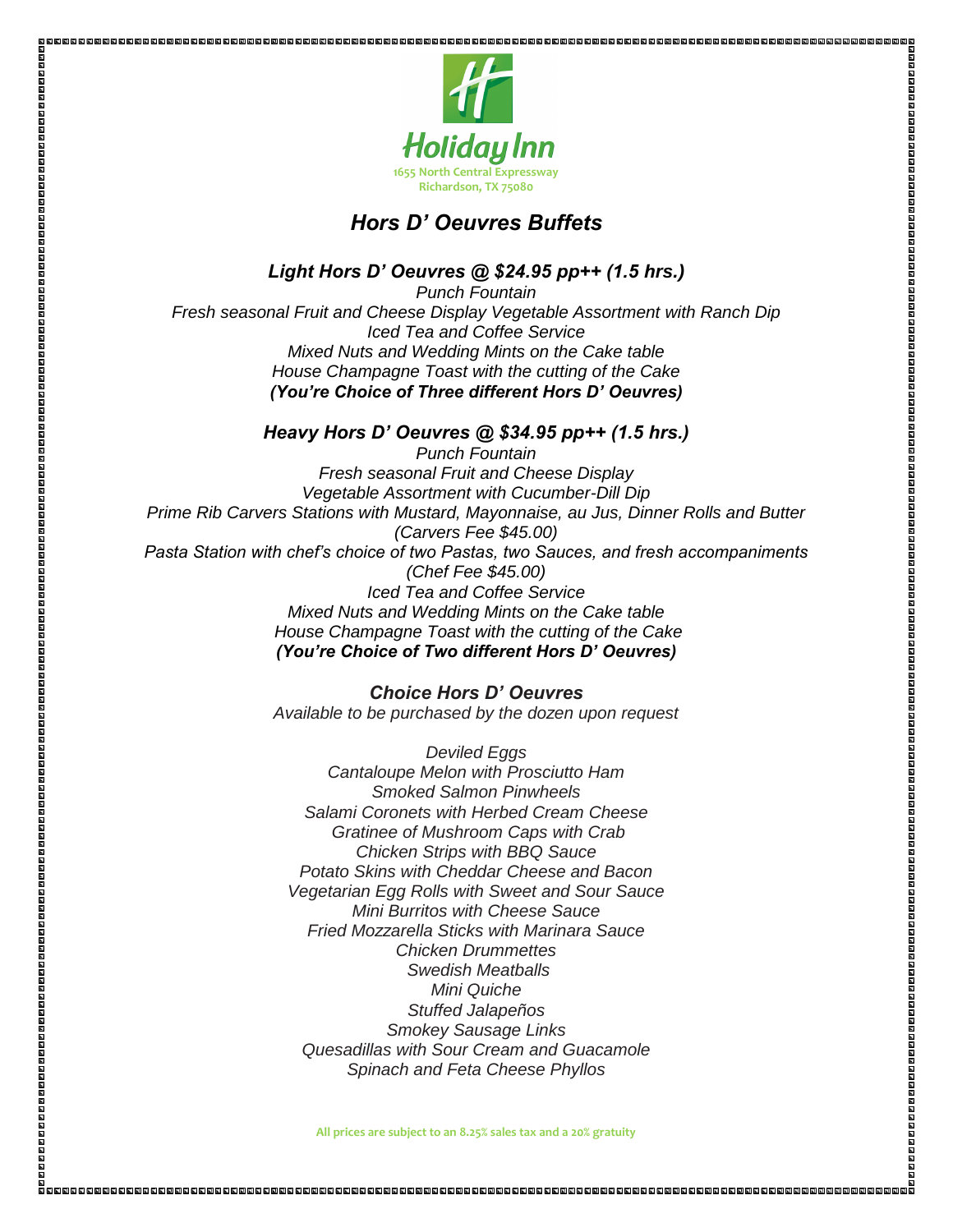Holiday Inn
1655 North Central Expressway
Richardson, TX 75080

# *Hors D' Oeuvres Buffets*

## *Light Hors D' Oeuvres @ $24.95 pp++ (1.5 hrs.)*

*Punch Fountain*
*Fresh seasonal Fruit and Cheese Display Vegetable Assortment with Ranch Dip*
*Iced Tea and Coffee Service*
*Mixed Nuts and Wedding Mints on the Cake table*
*House Champagne Toast with the cutting of the Cake*
***(You're Choice of Three different Hors D' Oeuvres)***

## *Heavy Hors D' Oeuvres @ $34.95 pp++ (1.5 hrs.)*

*Punch Fountain*
*Fresh seasonal Fruit and Cheese Display*
*Vegetable Assortment with Cucumber-Dill Dip*
*Prime Rib Carvers Stations with Mustard, Mayonnaise, au Jus, Dinner Rolls and Butter*
*(Carvers Fee $45.00)*
*Pasta Station with chef's choice of two Pastas, two Sauces, and fresh accompaniments*
*(Chef Fee $45.00)*
*Iced Tea and Coffee Service*
*Mixed Nuts and Wedding Mints on the Cake table*
*House Champagne Toast with the cutting of the Cake*
***(You're Choice of Two different Hors D' Oeuvres)***

## *Choice Hors D' Oeuvres*

*Available to be purchased by the dozen upon request*

*Deviled Eggs*
*Cantaloupe Melon with Prosciutto Ham*
*Smoked Salmon Pinwheels*
*Salami Coronets with Herbed Cream Cheese*
*Gratinee of Mushroom Caps with Crab*
*Chicken Strips with BBQ Sauce*
*Potato Skins with Cheddar Cheese and Bacon*
*Vegetarian Egg Rolls with Sweet and Sour Sauce*
*Mini Burritos with Cheese Sauce*
*Fried Mozzarella Sticks with Marinara Sauce*
*Chicken Drummettes*
*Swedish Meatballs*
*Mini Quiche*
*Stuffed Jalapeños*
*Smokey Sausage Links*
*Quesadillas with Sour Cream and Guacamole*
*Spinach and Feta Cheese Phyllos*

**All prices are subject to an 8.25% sales tax and a 20% gratuity**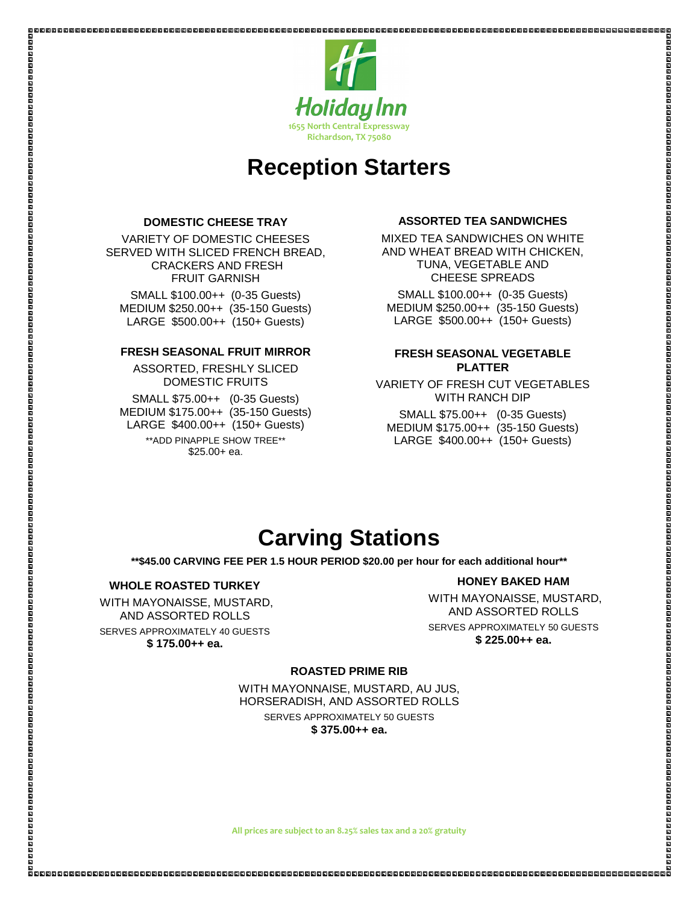Holiday Inn
1655 North Central Expressway
Richardson, TX 75080

# Reception Starters

### DOMESTIC CHEESE TRAY

VARIETY OF DOMESTIC CHEESES SERVED WITH SLICED FRENCH BREAD, CRACKERS AND FRESH FRUIT GARNISH

SMALL $100.00++ (0-35 Guests)
MEDIUM $250.00++ (35-150 Guests)
LARGE $500.00++ (150+ Guests)

### FRESH SEASONAL FRUIT MIRROR

ASSORTED, FRESHLY SLICED DOMESTIC FRUITS

SMALL $75.00++ (0-35 Guests)
MEDIUM $175.00++ (35-150 Guests)
LARGE $400.00++ (150+ Guests)

**ADD PINAPPLE SHOW TREE**
$25.00+ ea.

### ASSORTED TEA SANDWICHES

MIXED TEA SANDWICHES ON WHITE AND WHEAT BREAD WITH CHICKEN, TUNA, VEGETABLE AND CHEESE SPREADS

SMALL $100.00++ (0-35 Guests)
MEDIUM $250.00++ (35-150 Guests)
LARGE $500.00++ (150+ Guests)

### FRESH SEASONAL VEGETABLE PLATTER

VARIETY OF FRESH CUT VEGETABLES WITH RANCH DIP

SMALL $75.00++ (0-35 Guests)
MEDIUM $175.00++ (35-150 Guests)
LARGE $400.00++ (150+ Guests)

# Carving Stations

****$45.00 CARVING FEE PER 1.5 HOUR PERIOD $20.00 per hour for each additional hour****

### WHOLE ROASTED TURKEY

WITH MAYONAISSE, MUSTARD, AND ASSORTED ROLLS

SERVES APPROXIMATELY 40 GUESTS
**$ 175.00++ ea.**

### HONEY BAKED HAM

WITH MAYONAISSE, MUSTARD, AND ASSORTED ROLLS

SERVES APPROXIMATELY 50 GUESTS
**$ 225.00++ ea.**

### ROASTED PRIME RIB

WITH MAYONNAISE, MUSTARD, AU JUS, HORSERADISH, AND ASSORTED ROLLS

SERVES APPROXIMATELY 50 GUESTS
**$ 375.00++ ea.**

All prices are subject to an 8.25% sales tax and a 20% gratuity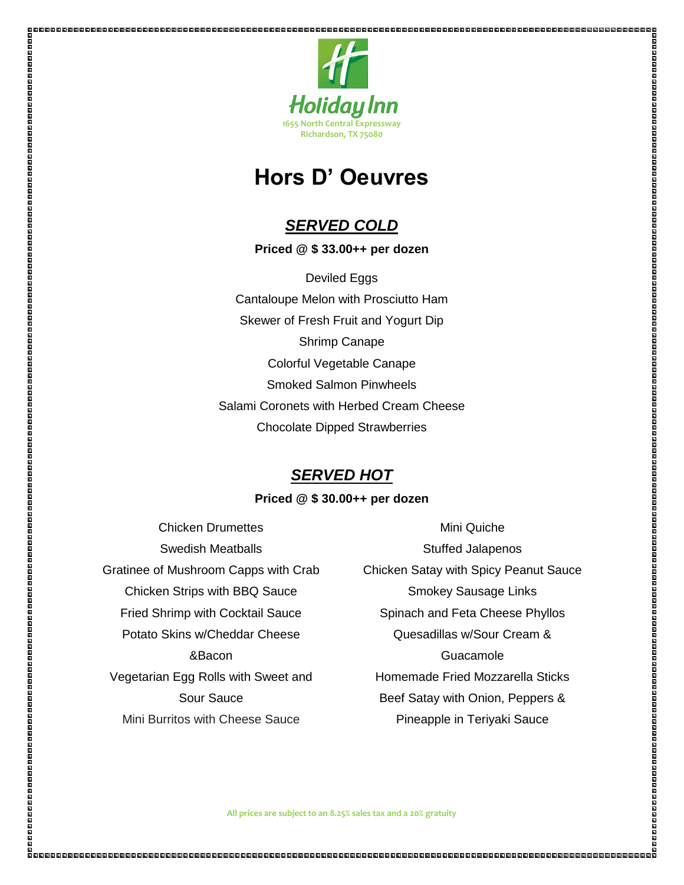Holiday Inn
1655 North Central Expressway
Richardson, TX 75080

# Hors D' Oeuvres

## ***SERVED COLD***

**Priced @ $ 33.00++ per dozen**

Deviled Eggs
Cantaloupe Melon with Prosciutto Ham
Skewer of Fresh Fruit and Yogurt Dip
Shrimp Canape
Colorful Vegetable Canape
Smoked Salmon Pinwheels
Salami Coronets with Herbed Cream Cheese
Chocolate Dipped Strawberries

## ***SERVED HOT***

**Priced @ $ 30.00++ per dozen**

Chicken Drumettes
Swedish Meatballs
Gratinee of Mushroom Capps with Crab
Chicken Strips with BBQ Sauce
Fried Shrimp with Cocktail Sauce
Potato Skins w/Cheddar Cheese &Bacon
Vegetarian Egg Rolls with Sweet and Sour Sauce
Mini Burritos with Cheese Sauce

Mini Quiche
Stuffed Jalapenos
Chicken Satay with Spicy Peanut Sauce
Smokey Sausage Links
Spinach and Feta Cheese Phyllos
Quesadillas w/Sour Cream & Guacamole
Homemade Fried Mozzarella Sticks
Beef Satay with Onion, Peppers & Pineapple in Teriyaki Sauce

All prices are subject to an 8.25% sales tax and a 20% gratuity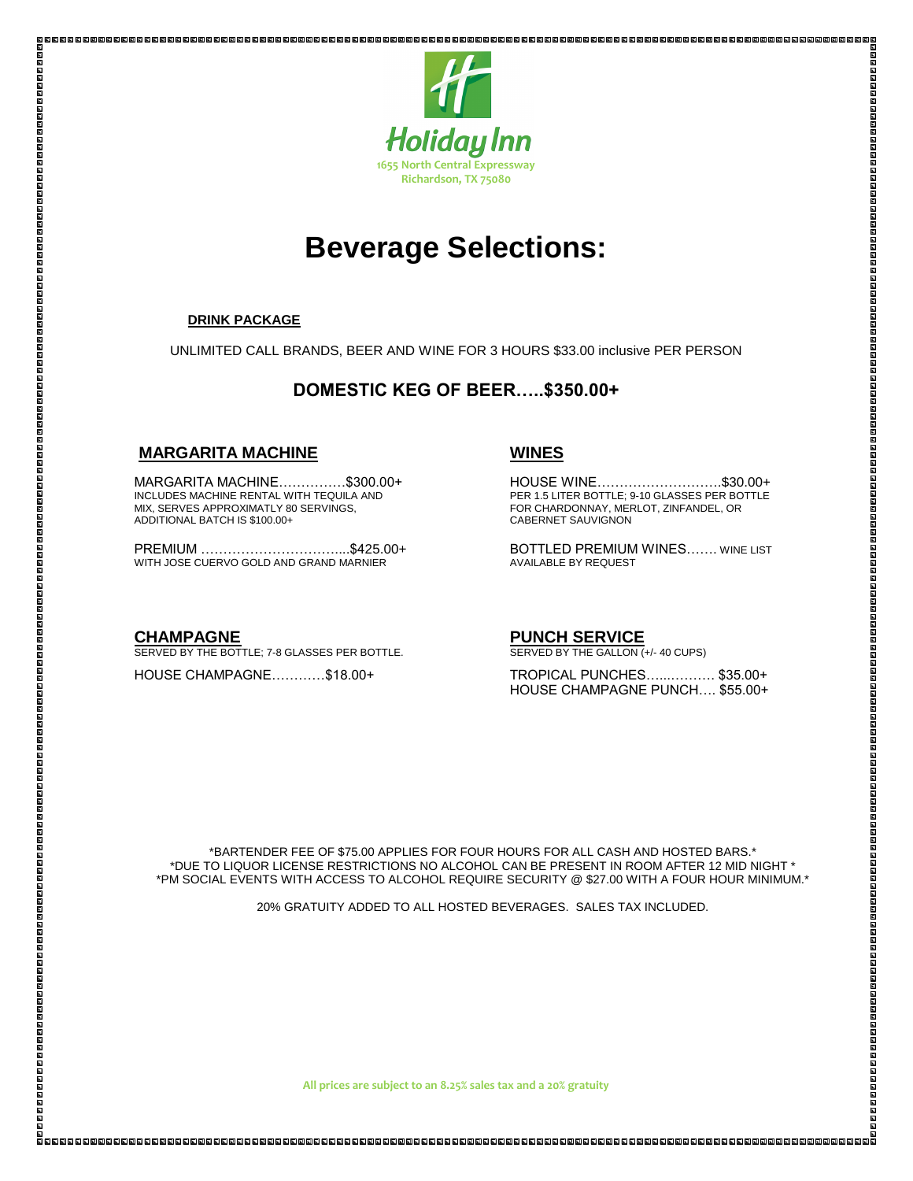Holiday Inn
1655 North Central Expressway
Richardson, TX 75080

# Beverage Selections:

**DRINK PACKAGE**

UNLIMITED CALL BRANDS, BEER AND WINE FOR 3 HOURS $33.00 inclusive PER PERSON

## DOMESTIC KEG OF BEER…..$350.00+

### MARGARITA MACHINE

MARGARITA MACHINE……………$300.00+
INCLUDES MACHINE RENTAL WITH TEQUILA AND MIX, SERVES APPROXIMATLY 80 SERVINGS, ADDITIONAL BATCH IS $100.00+

PREMIUM …………………………...$425.00+
WITH JOSE CUERVO GOLD AND GRAND MARNIER

### WINES

HOUSE WINE……………………….$30.00+
PER 1.5 LITER BOTTLE; 9-10 GLASSES PER BOTTLE FOR CHARDONNAY, MERLOT, ZINFANDEL, OR CABERNET SAUVIGNON

BOTTLED PREMIUM WINES……. WINE LIST AVAILABLE BY REQUEST

### CHAMPAGNE

SERVED BY THE BOTTLE; 7-8 GLASSES PER BOTTLE.

HOUSE CHAMPAGNE…………$18.00+

### PUNCH SERVICE

SERVED BY THE GALLON (+/- 40 CUPS)

TROPICAL PUNCHES…...……… $35.00+
HOUSE CHAMPAGNE PUNCH…. $55.00+

*BARTENDER FEE OF $75.00 APPLIES FOR FOUR HOURS FOR ALL CASH AND HOSTED BARS.*
*DUE TO LIQUOR LICENSE RESTRICTIONS NO ALCOHOL CAN BE PRESENT IN ROOM AFTER 12 MID NIGHT *
*PM SOCIAL EVENTS WITH ACCESS TO ALCOHOL REQUIRE SECURITY @ $27.00 WITH A FOUR HOUR MINIMUM.*

20% GRATUITY ADDED TO ALL HOSTED BEVERAGES. SALES TAX INCLUDED.

All prices are subject to an 8.25% sales tax and a 20% gratuity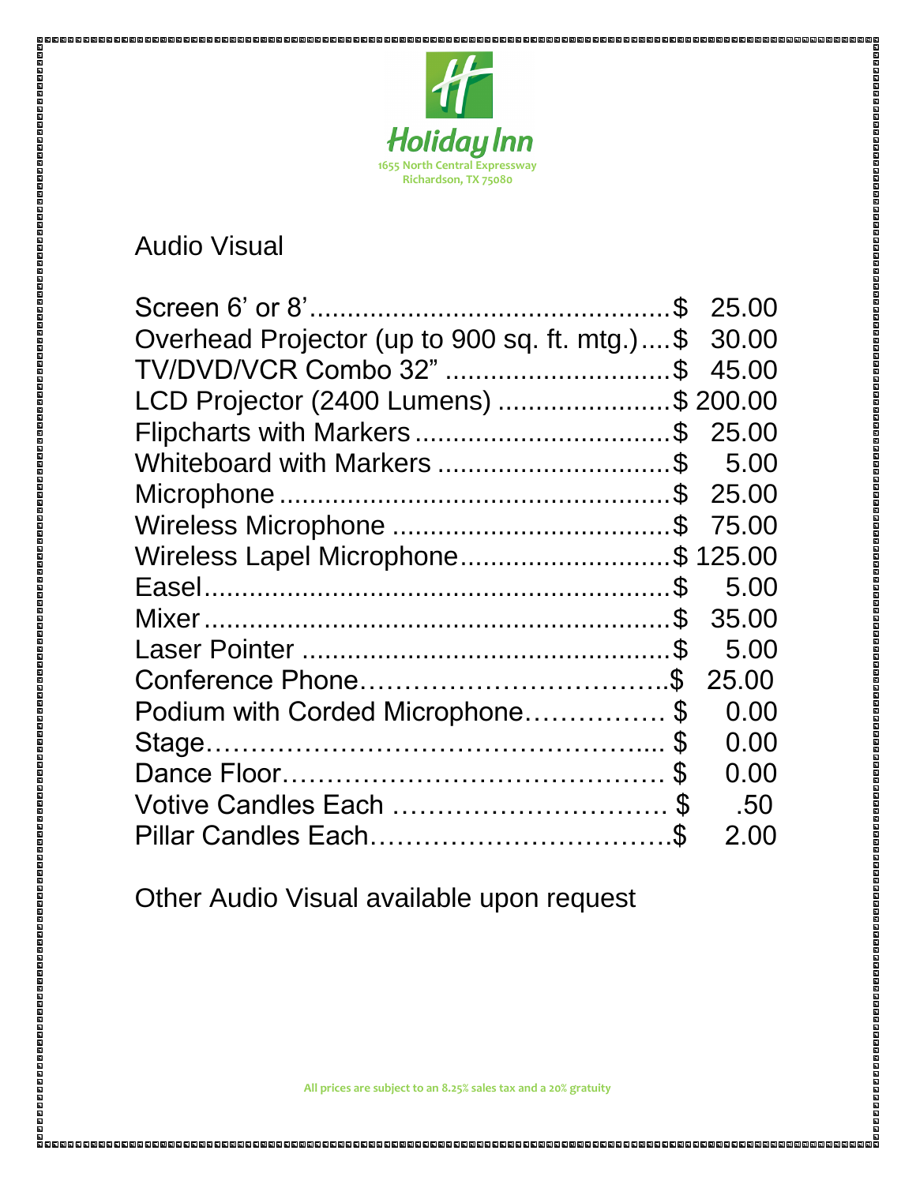Holiday Inn
1655 North Central Expressway
Richardson, TX 75080

# Audio Visual

| | |
|---|---|
| Screen 6' or 8' | $ 25.00 |
| Overhead Projector (up to 900 sq. ft. mtg.) | $ 30.00 |
| TV/DVD/VCR Combo 32" | $ 45.00 |
| LCD Projector (2400 Lumens) | $ 200.00 |
| Flipcharts with Markers | $ 25.00 |
| Whiteboard with Markers | $ 5.00 |
| Microphone | $ 25.00 |
| Wireless Microphone | $ 75.00 |
| Wireless Lapel Microphone | $ 125.00 |
| Easel | $ 5.00 |
| Mixer | $ 35.00 |
| Laser Pointer | $ 5.00 |
| Conference Phone | $ 25.00 |
| Podium with Corded Microphone | $ 0.00 |
| Stage | $ 0.00 |
| Dance Floor | $ 0.00 |
| Votive Candles Each | $ .50 |
| Pillar Candles Each | $ 2.00 |

Other Audio Visual available upon request

All prices are subject to an 8.25% sales tax and a 20% gratuity